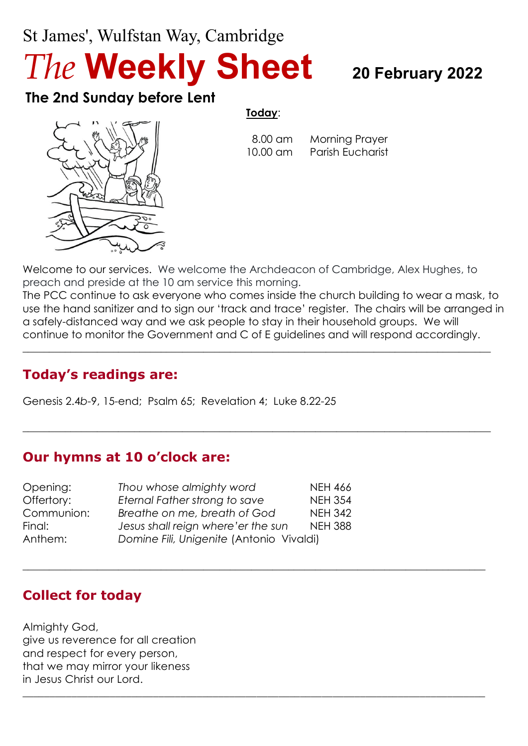St James', Wulfstan Way, Cambridge

# *The* **Weekly Sheet**

**20 February 2022**

## The 2nd Sunday before Lent

**Today**:

| | |
|---|---|
| 8.00 am | Morning Prayer |
| 10.00 am | Parish Eucharist |

Welcome to our services. We welcome the Archdeacon of Cambridge, Alex Hughes, to preach and preside at the 10 am service this morning.

The PCC continue to ask everyone who comes inside the church building to wear a mask, to use the hand sanitizer and to sign our 'track and trace' register. The chairs will be arranged in a safely-distanced way and we ask people to stay in their household groups. We will continue to monitor the Government and C of E guidelines and will respond accordingly.

---

## Today's readings are:

Genesis 2.4*b*-9, 15-end; Psalm 65; Revelation 4; Luke 8.22-25

---

## Our hymns at 10 o'clock are:

| | | |
|---|---|---|
| Opening: | *Thou whose almighty word* | NEH 466 |
| Offertory: | *Eternal Father strong to save* | NEH 354 |
| Communion: | *Breathe on me, breath of God* | NEH 342 |
| Final: | *Jesus shall reign where'er the sun* | NEH 388 |
| Anthem: | *Domine Fili, Unigenite* (Antonio Vivaldi) | |

---

## Collect for today

Almighty God,
give us reverence for all creation
and respect for every person,
that we may mirror your likeness
in Jesus Christ our Lord.

---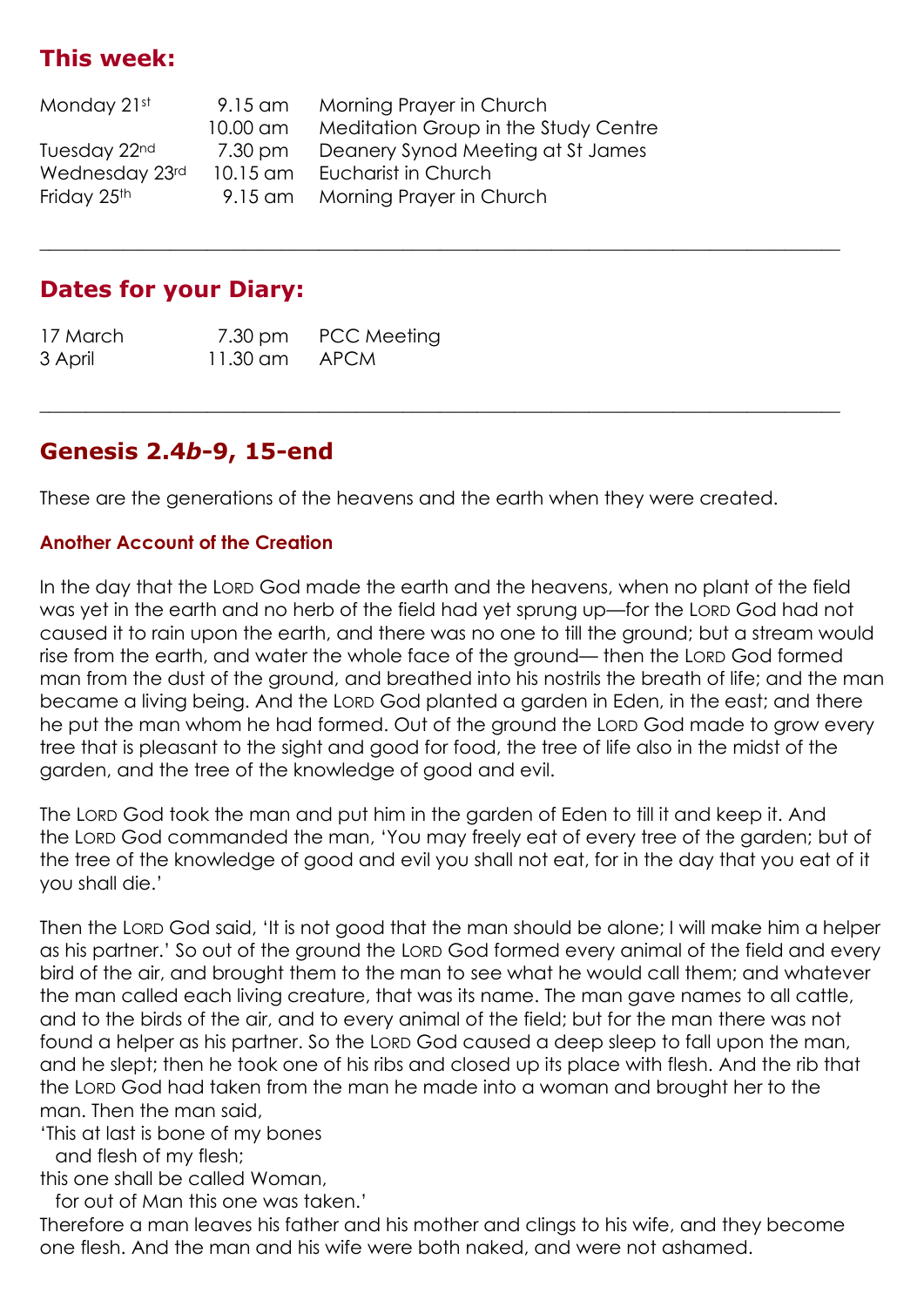## This week:

| | | |
|---|---|---|
| Monday 21st | 9.15 am | Morning Prayer in Church |
| | 10.00 am | Meditation Group in the Study Centre |
| Tuesday 22nd | 7.30 pm | Deanery Synod Meeting at St James |
| Wednesday 23rd | 10.15 am | Eucharist in Church |
| Friday 25th | 9.15 am | Morning Prayer in Church |

---

## Dates for your Diary:

| | | |
|---|---|---|
| 17 March | 7.30 pm | PCC Meeting |
| 3 April | 11.30 am | APCM |

---

## Genesis 2.4*b*-9, 15-end

These are the generations of the heavens and the earth when they were created.

### Another Account of the Creation

In the day that the LORD God made the earth and the heavens, when no plant of the field was yet in the earth and no herb of the field had yet sprung up—for the LORD God had not caused it to rain upon the earth, and there was no one to till the ground; but a stream would rise from the earth, and water the whole face of the ground— then the LORD God formed man from the dust of the ground, and breathed into his nostrils the breath of life; and the man became a living being. And the LORD God planted a garden in Eden, in the east; and there he put the man whom he had formed. Out of the ground the LORD God made to grow every tree that is pleasant to the sight and good for food, the tree of life also in the midst of the garden, and the tree of the knowledge of good and evil.

The LORD God took the man and put him in the garden of Eden to till it and keep it. And the LORD God commanded the man, 'You may freely eat of every tree of the garden; but of the tree of the knowledge of good and evil you shall not eat, for in the day that you eat of it you shall die.'

Then the LORD God said, 'It is not good that the man should be alone; I will make him a helper as his partner.' So out of the ground the LORD God formed every animal of the field and every bird of the air, and brought them to the man to see what he would call them; and whatever the man called each living creature, that was its name. The man gave names to all cattle, and to the birds of the air, and to every animal of the field; but for the man there was not found a helper as his partner. So the LORD God caused a deep sleep to fall upon the man, and he slept; then he took one of his ribs and closed up its place with flesh. And the rib that the LORD God had taken from the man he made into a woman and brought her to the man. Then the man said,
'This at last is bone of my bones
  and flesh of my flesh;
this one shall be called Woman,
  for out of Man this one was taken.'
Therefore a man leaves his father and his mother and clings to his wife, and they become one flesh. And the man and his wife were both naked, and were not ashamed.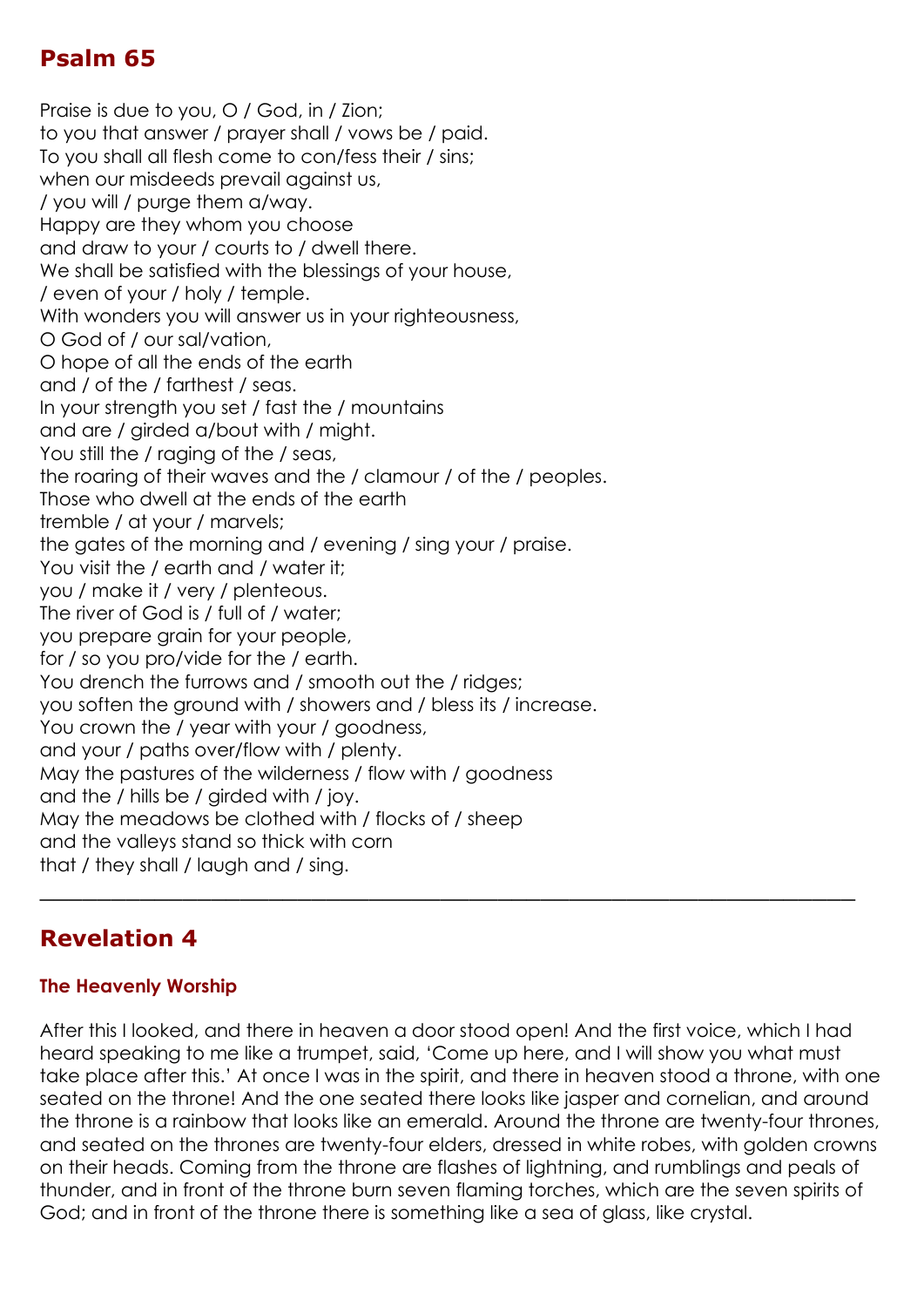## Psalm 65

Praise is due to you, O / God, in / Zion;
to you that answer / prayer shall / vows be / paid.
To you shall all flesh come to con/fess their / sins;
when our misdeeds prevail against us,
/ you will / purge them a/way.
Happy are they whom you choose
and draw to your / courts to / dwell there.
We shall be satisfied with the blessings of your house,
/ even of your / holy / temple.
With wonders you will answer us in your righteousness,
O God of / our sal/vation,
O hope of all the ends of the earth
and / of the / farthest / seas.
In your strength you set / fast the / mountains
and are / girded a/bout with / might.
You still the / raging of the / seas,
the roaring of their waves and the / clamour / of the / peoples.
Those who dwell at the ends of the earth
tremble / at your / marvels;
the gates of the morning and / evening / sing your / praise.
You visit the / earth and / water it;
you / make it / very / plenteous.
The river of God is / full of / water;
you prepare grain for your people,
for / so you pro/vide for the / earth.
You drench the furrows and / smooth out the / ridges;
you soften the ground with / showers and / bless its / increase.
You crown the / year with your / goodness,
and your / paths over/flow with / plenty.
May the pastures of the wilderness / flow with / goodness
and the / hills be / girded with / joy.
May the meadows be clothed with / flocks of / sheep
and the valleys stand so thick with corn
that / they shall / laugh and / sing.

---

## Revelation 4

### The Heavenly Worship

After this I looked, and there in heaven a door stood open! And the first voice, which I had heard speaking to me like a trumpet, said, 'Come up here, and I will show you what must take place after this.' At once I was in the spirit, and there in heaven stood a throne, with one seated on the throne! And the one seated there looks like jasper and cornelian, and around the throne is a rainbow that looks like an emerald. Around the throne are twenty-four thrones, and seated on the thrones are twenty-four elders, dressed in white robes, with golden crowns on their heads. Coming from the throne are flashes of lightning, and rumblings and peals of thunder, and in front of the throne burn seven flaming torches, which are the seven spirits of God; and in front of the throne there is something like a sea of glass, like crystal.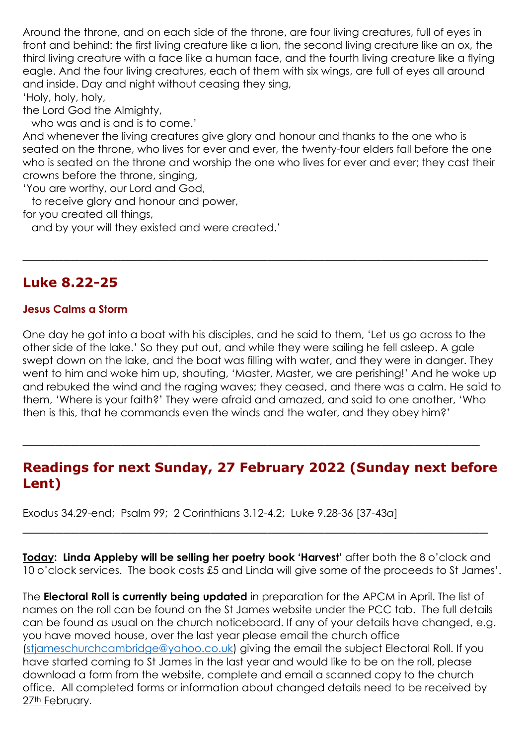Around the throne, and on each side of the throne, are four living creatures, full of eyes in front and behind: the first living creature like a lion, the second living creature like an ox, the third living creature with a face like a human face, and the fourth living creature like a flying eagle. And the four living creatures, each of them with six wings, are full of eyes all around and inside. Day and night without ceasing they sing,

'Holy, holy, holy,  
the Lord God the Almighty,  
  who was and is and is to come.'

And whenever the living creatures give glory and honour and thanks to the one who is seated on the throne, who lives for ever and ever, the twenty-four elders fall before the one who is seated on the throne and worship the one who lives for ever and ever; they cast their crowns before the throne, singing,

'You are worthy, our Lord and God,  
  to receive glory and honour and power,  
for you created all things,  
  and by your will they existed and were created.'

---

## Luke 8.22-25

### Jesus Calms a Storm

One day he got into a boat with his disciples, and he said to them, 'Let us go across to the other side of the lake.' So they put out, and while they were sailing he fell asleep. A gale swept down on the lake, and the boat was filling with water, and they were in danger. They went to him and woke him up, shouting, 'Master, Master, we are perishing!' And he woke up and rebuked the wind and the raging waves; they ceased, and there was a calm. He said to them, 'Where is your faith?' They were afraid and amazed, and said to one another, 'Who then is this, that he commands even the winds and the water, and they obey him?'

---

## Readings for next Sunday, 27 February 2022 (Sunday next before Lent)

Exodus 34.29-end; Psalm 99; 2 Corinthians 3.12-4.2; Luke 9.28-36 [37-43*a*]

---

**Today: Linda Appleby will be selling her poetry book 'Harvest'** after both the 8 o'clock and 10 o'clock services. The book costs £5 and Linda will give some of the proceeds to St James'.

The **Electoral Roll is currently being updated** in preparation for the APCM in April. The list of names on the roll can be found on the St James website under the PCC tab. The full details can be found as usual on the church noticeboard. If any of your details have changed, e.g. you have moved house, over the last year please email the church office (stjameschurchcambridge@yahoo.co.uk) giving the email the subject Electoral Roll. If you have started coming to St James in the last year and would like to be on the roll, please download a form from the website, complete and email a scanned copy to the church office. All completed forms or information about changed details need to be received by 27th February.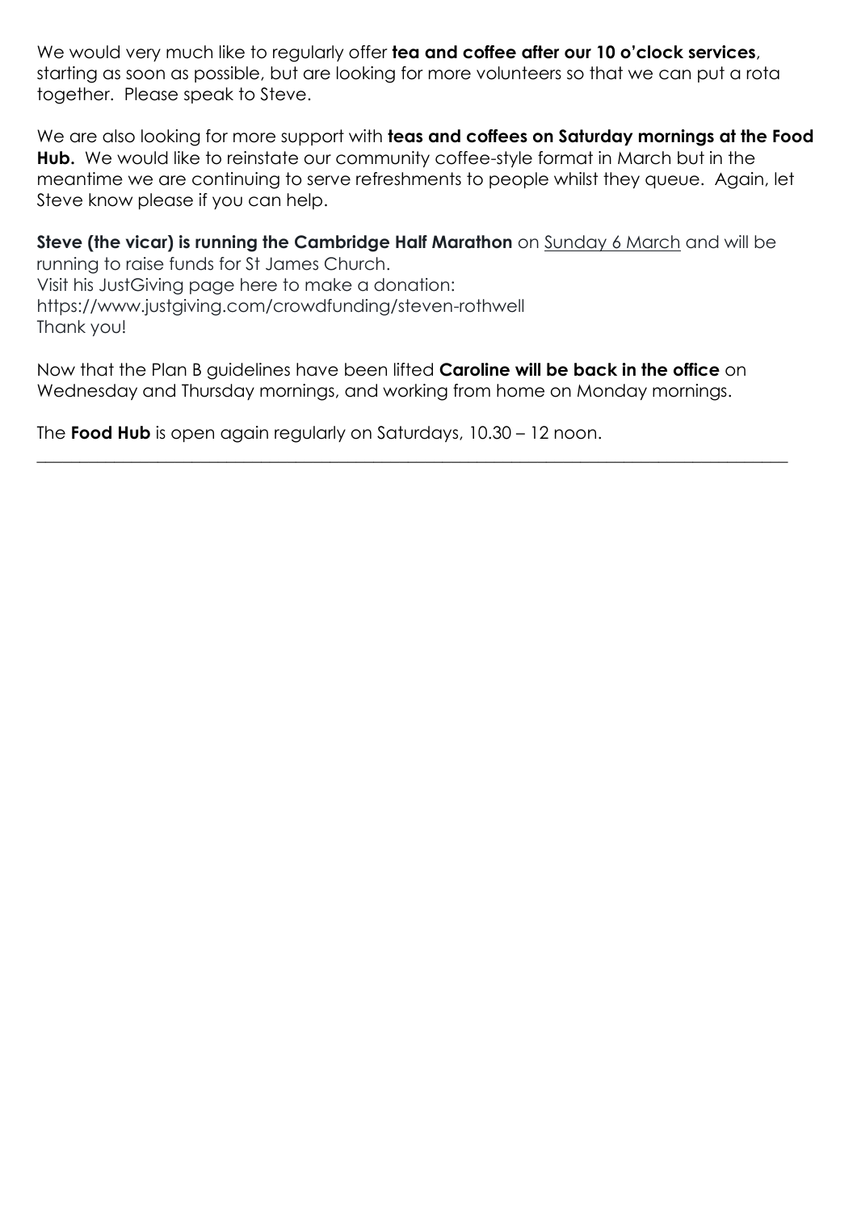We would very much like to regularly offer **tea and coffee after our 10 o'clock services**, starting as soon as possible, but are looking for more volunteers so that we can put a rota together. Please speak to Steve.

We are also looking for more support with **teas and coffees on Saturday mornings at the Food Hub.** We would like to reinstate our community coffee-style format in March but in the meantime we are continuing to serve refreshments to people whilst they queue. Again, let Steve know please if you can help.

**Steve (the vicar) is running the Cambridge Half Marathon** on <u>Sunday 6 March</u> and will be running to raise funds for St James Church.
Visit his JustGiving page here to make a donation:
https://www.justgiving.com/crowdfunding/steven-rothwell
Thank you!

Now that the Plan B guidelines have been lifted **Caroline will be back in the office** on Wednesday and Thursday mornings, and working from home on Monday mornings.

The **Food Hub** is open again regularly on Saturdays, 10.30 – 12 noon.

---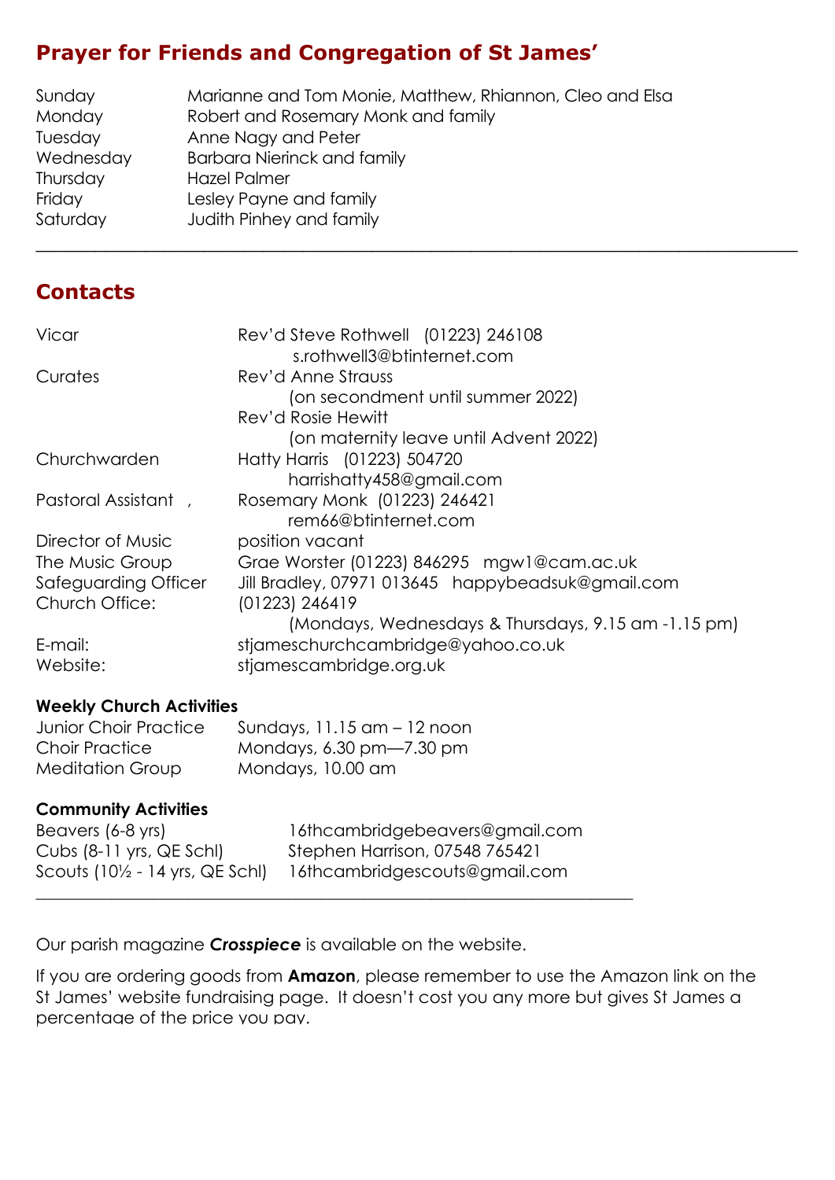## Prayer for Friends and Congregation of St James'

| | |
|---|---|
| Sunday | Marianne and Tom Monie, Matthew, Rhiannon, Cleo and Elsa |
| Monday | Robert and Rosemary Monk and family |
| Tuesday | Anne Nagy and Peter |
| Wednesday | Barbara Nierinck and family |
| Thursday | Hazel Palmer |
| Friday | Lesley Payne and family |
| Saturday | Judith Pinhey and family |

---

## Contacts

| | |
|---|---|
| Vicar | Rev'd Steve Rothwell (01223) 246108<br>s.rothwell3@btinternet.com |
| Curates | Rev'd Anne Strauss<br>(on secondment until summer 2022)<br>Rev'd Rosie Hewitt<br>(on maternity leave until Advent 2022) |
| Churchwarden | Hatty Harris (01223) 504720<br>harrishatty458@gmail.com |
| Pastoral Assistant , | Rosemary Monk (01223) 246421<br>rem66@btinternet.com |
| Director of Music | position vacant |
| The Music Group | Grae Worster (01223) 846295 mgw1@cam.ac.uk |
| Safeguarding Officer | Jill Bradley, 07971 013645 happybeadsuk@gmail.com |
| Church Office: | (01223) 246419<br>(Mondays, Wednesdays & Thursdays, 9.15 am -1.15 pm) |
| E-mail: | stjameschurchcambridge@yahoo.co.uk |
| Website: | stjamescambridge.org.uk |

### Weekly Church Activities

| | |
|---|---|
| Junior Choir Practice | Sundays, 11.15 am – 12 noon |
| Choir Practice | Mondays, 6.30 pm—7.30 pm |
| Meditation Group | Mondays, 10.00 am |

### Community Activities

| | |
|---|---|
| Beavers (6-8 yrs) | 16thcambridgebeavers@gmail.com |
| Cubs (8-11 yrs, QE Schl) | Stephen Harrison, 07548 765421 |
| Scouts (10½ - 14 yrs, QE Schl) | 16thcambridgescouts@gmail.com |

---

Our parish magazine ***Crosspiece*** is available on the website.

If you are ordering goods from **Amazon**, please remember to use the Amazon link on the St James' website fundraising page. It doesn't cost you any more but gives St James a percentage of the price you pay.